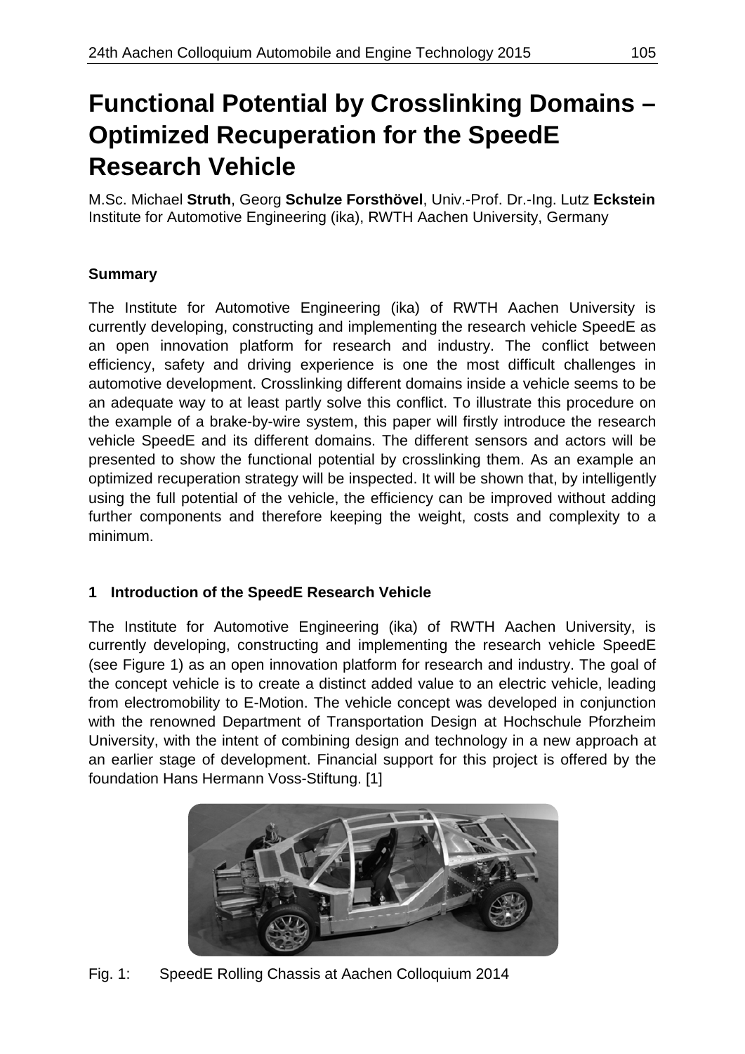# Functional Potential by Crosslinking Domains – Optimized Recuperation for the SpeedE Research Vehicle

M.Sc. Michael **Struth**, Georg **Schulze Forsthövel**, Univ.-Prof. Dr.-Ing. Lutz **Eckstein**
Institute for Automotive Engineering (ika), RWTH Aachen University, Germany

### Summary

The Institute for Automotive Engineering (ika) of RWTH Aachen University is currently developing, constructing and implementing the research vehicle SpeedE as an open innovation platform for research and industry. The conflict between efficiency, safety and driving experience is one the most difficult challenges in automotive development. Crosslinking different domains inside a vehicle seems to be an adequate way to at least partly solve this conflict. To illustrate this procedure on the example of a brake-by-wire system, this paper will firstly introduce the research vehicle SpeedE and its different domains. The different sensors and actors will be presented to show the functional potential by crosslinking them. As an example an optimized recuperation strategy will be inspected. It will be shown that, by intelligently using the full potential of the vehicle, the efficiency can be improved without adding further components and therefore keeping the weight, costs and complexity to a minimum.

## 1 Introduction of the SpeedE Research Vehicle

The Institute for Automotive Engineering (ika) of RWTH Aachen University, is currently developing, constructing and implementing the research vehicle SpeedE (see Figure 1) as an open innovation platform for research and industry. The goal of the concept vehicle is to create a distinct added value to an electric vehicle, leading from electromobility to E-Motion. The vehicle concept was developed in conjunction with the renowned Department of Transportation Design at Hochschule Pforzheim University, with the intent of combining design and technology in a new approach at an earlier stage of development. Financial support for this project is offered by the foundation Hans Hermann Voss-Stiftung. [1]

Fig. 1: SpeedE Rolling Chassis at Aachen Colloquium 2014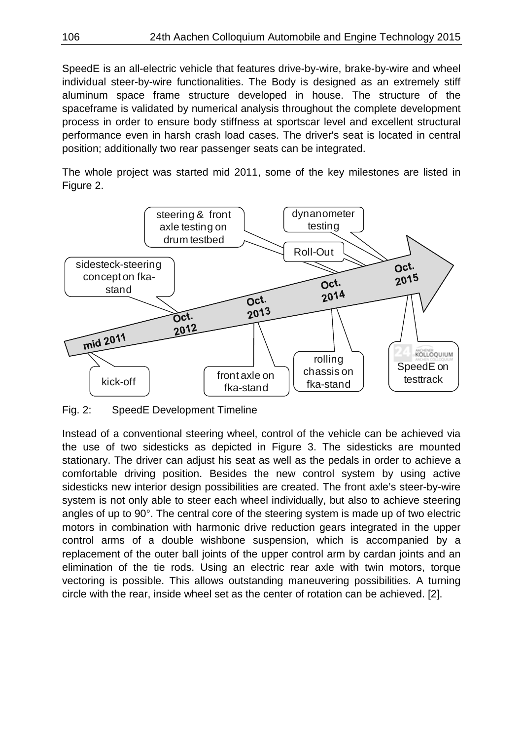SpeedE is an all-electric vehicle that features drive-by-wire, brake-by-wire and wheel individual steer-by-wire functionalities. The Body is designed as an extremely stiff aluminum space frame structure developed in house. The structure of the spaceframe is validated by numerical analysis throughout the complete development process in order to ensure body stiffness at sportscar level and excellent structural performance even in harsh crash load cases. The driver's seat is located in central position; additionally two rear passenger seats can be integrated.

The whole project was started mid 2011, some of the key milestones are listed in Figure 2.

Fig. 2: SpeedE Development Timeline

Instead of a conventional steering wheel, control of the vehicle can be achieved via the use of two sidesticks as depicted in Figure 3. The sidesticks are mounted stationary. The driver can adjust his seat as well as the pedals in order to achieve a comfortable driving position. Besides the new control system by using active sidesticks new interior design possibilities are created. The front axle's steer-by-wire system is not only able to steer each wheel individually, but also to achieve steering angles of up to 90°. The central core of the steering system is made up of two electric motors in combination with harmonic drive reduction gears integrated in the upper control arms of a double wishbone suspension, which is accompanied by a replacement of the outer ball joints of the upper control arm by cardan joints and an elimination of the tie rods. Using an electric rear axle with twin motors, torque vectoring is possible. This allows outstanding maneuvering possibilities. A turning circle with the rear, inside wheel set as the center of rotation can be achieved. [2].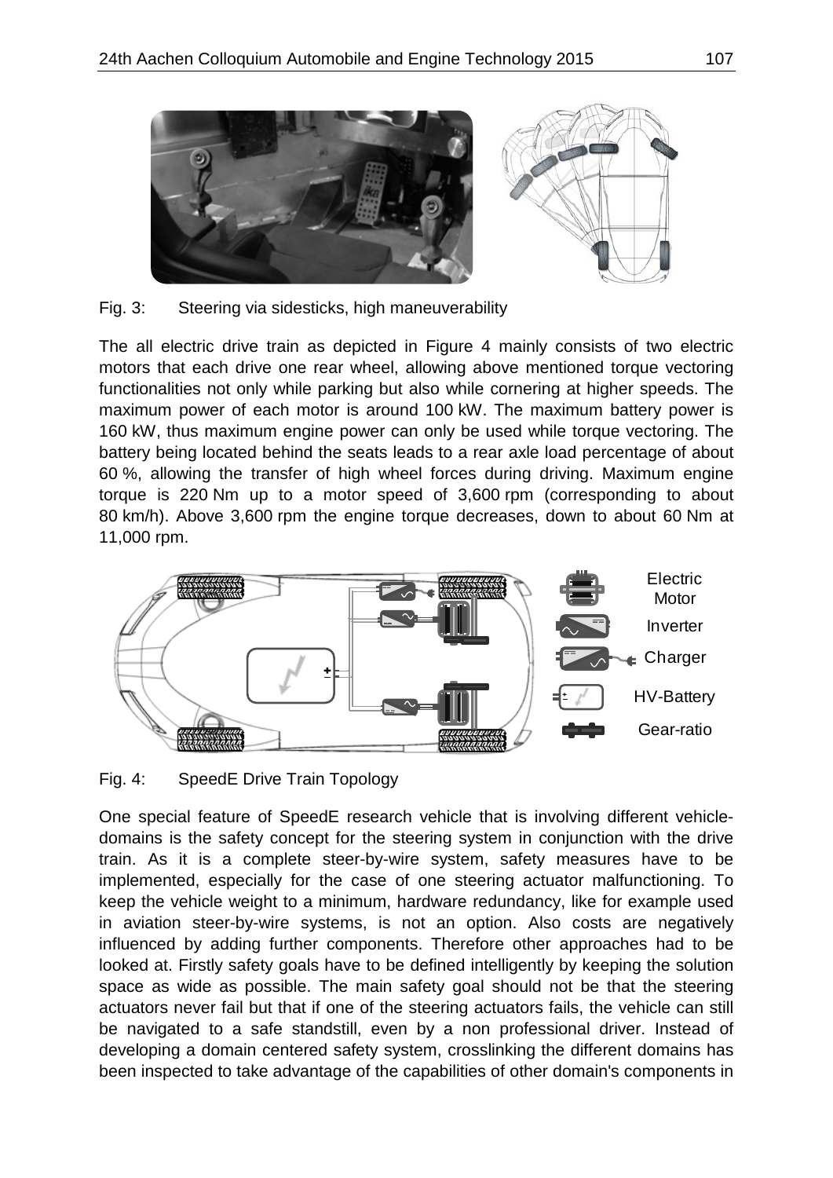Fig. 3: Steering via sidesticks, high maneuverability

The all electric drive train as depicted in Figure 4 mainly consists of two electric motors that each drive one rear wheel, allowing above mentioned torque vectoring functionalities not only while parking but also while cornering at higher speeds. The maximum power of each motor is around 100 kW. The maximum battery power is 160 kW, thus maximum engine power can only be used while torque vectoring. The battery being located behind the seats leads to a rear axle load percentage of about 60 %, allowing the transfer of high wheel forces during driving. Maximum engine torque is 220 Nm up to a motor speed of 3,600 rpm (corresponding to about 80 km/h). Above 3,600 rpm the engine torque decreases, down to about 60 Nm at 11,000 rpm.

Fig. 4: SpeedE Drive Train Topology

One special feature of SpeedE research vehicle that is involving different vehicle-domains is the safety concept for the steering system in conjunction with the drive train. As it is a complete steer-by-wire system, safety measures have to be implemented, especially for the case of one steering actuator malfunctioning. To keep the vehicle weight to a minimum, hardware redundancy, like for example used in aviation steer-by-wire systems, is not an option. Also costs are negatively influenced by adding further components. Therefore other approaches had to be looked at. Firstly safety goals have to be defined intelligently by keeping the solution space as wide as possible. The main safety goal should not be that the steering actuators never fail but that if one of the steering actuators fails, the vehicle can still be navigated to a safe standstill, even by a non professional driver. Instead of developing a domain centered safety system, crosslinking the different domains has been inspected to take advantage of the capabilities of other domain's components in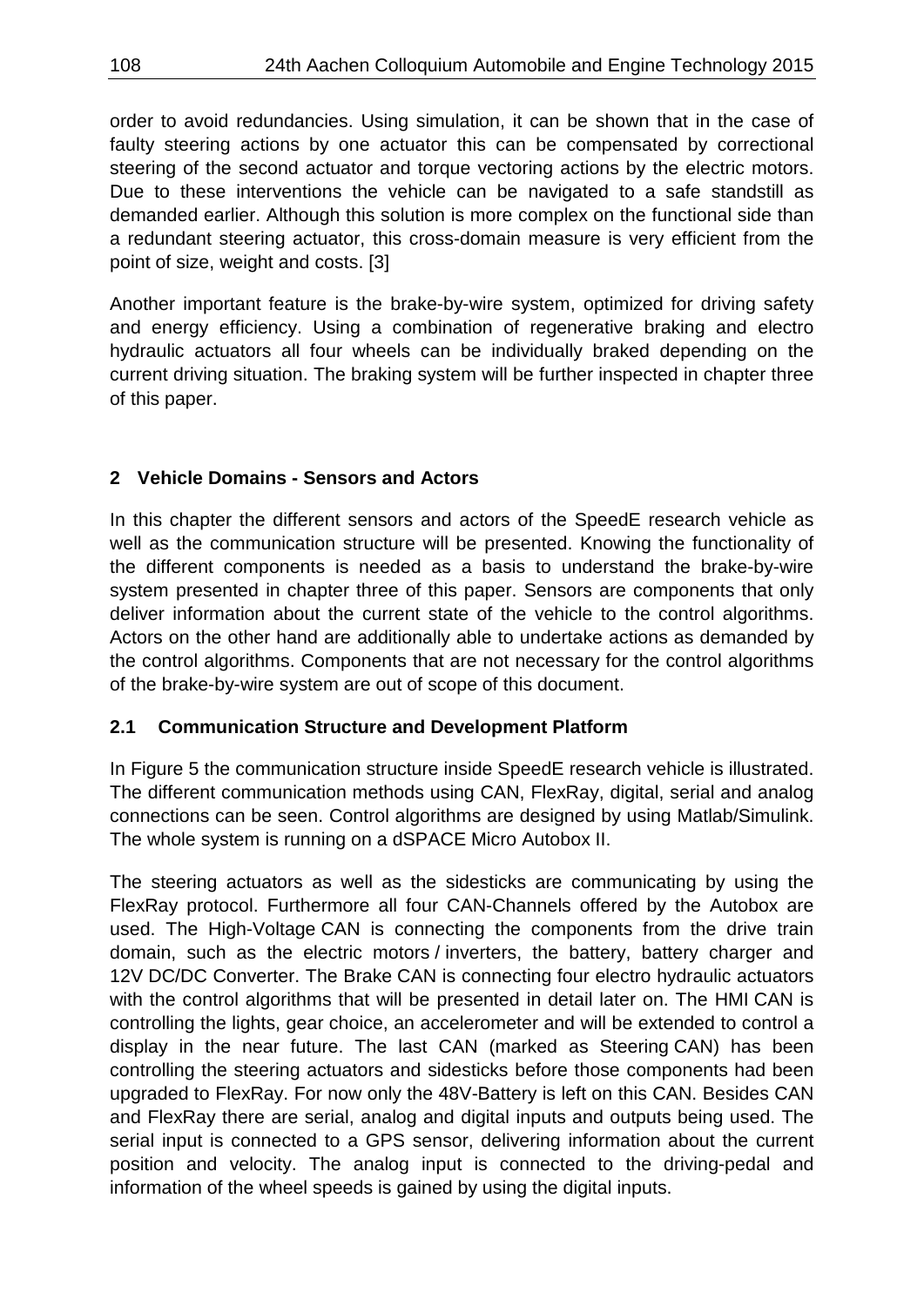order to avoid redundancies. Using simulation, it can be shown that in the case of faulty steering actions by one actuator this can be compensated by correctional steering of the second actuator and torque vectoring actions by the electric motors. Due to these interventions the vehicle can be navigated to a safe standstill as demanded earlier. Although this solution is more complex on the functional side than a redundant steering actuator, this cross-domain measure is very efficient from the point of size, weight and costs. [3]

Another important feature is the brake-by-wire system, optimized for driving safety and energy efficiency. Using a combination of regenerative braking and electro hydraulic actuators all four wheels can be individually braked depending on the current driving situation. The braking system will be further inspected in chapter three of this paper.

## 2 Vehicle Domains - Sensors and Actors

In this chapter the different sensors and actors of the SpeedE research vehicle as well as the communication structure will be presented. Knowing the functionality of the different components is needed as a basis to understand the brake-by-wire system presented in chapter three of this paper. Sensors are components that only deliver information about the current state of the vehicle to the control algorithms. Actors on the other hand are additionally able to undertake actions as demanded by the control algorithms. Components that are not necessary for the control algorithms of the brake-by-wire system are out of scope of this document.

### 2.1 Communication Structure and Development Platform

In Figure 5 the communication structure inside SpeedE research vehicle is illustrated. The different communication methods using CAN, FlexRay, digital, serial and analog connections can be seen. Control algorithms are designed by using Matlab/Simulink. The whole system is running on a dSPACE Micro Autobox II.

The steering actuators as well as the sidesticks are communicating by using the FlexRay protocol. Furthermore all four CAN-Channels offered by the Autobox are used. The High-Voltage CAN is connecting the components from the drive train domain, such as the electric motors / inverters, the battery, battery charger and 12V DC/DC Converter. The Brake CAN is connecting four electro hydraulic actuators with the control algorithms that will be presented in detail later on. The HMI CAN is controlling the lights, gear choice, an accelerometer and will be extended to control a display in the near future. The last CAN (marked as Steering CAN) has been controlling the steering actuators and sidesticks before those components had been upgraded to FlexRay. For now only the 48V-Battery is left on this CAN. Besides CAN and FlexRay there are serial, analog and digital inputs and outputs being used. The serial input is connected to a GPS sensor, delivering information about the current position and velocity. The analog input is connected to the driving-pedal and information of the wheel speeds is gained by using the digital inputs.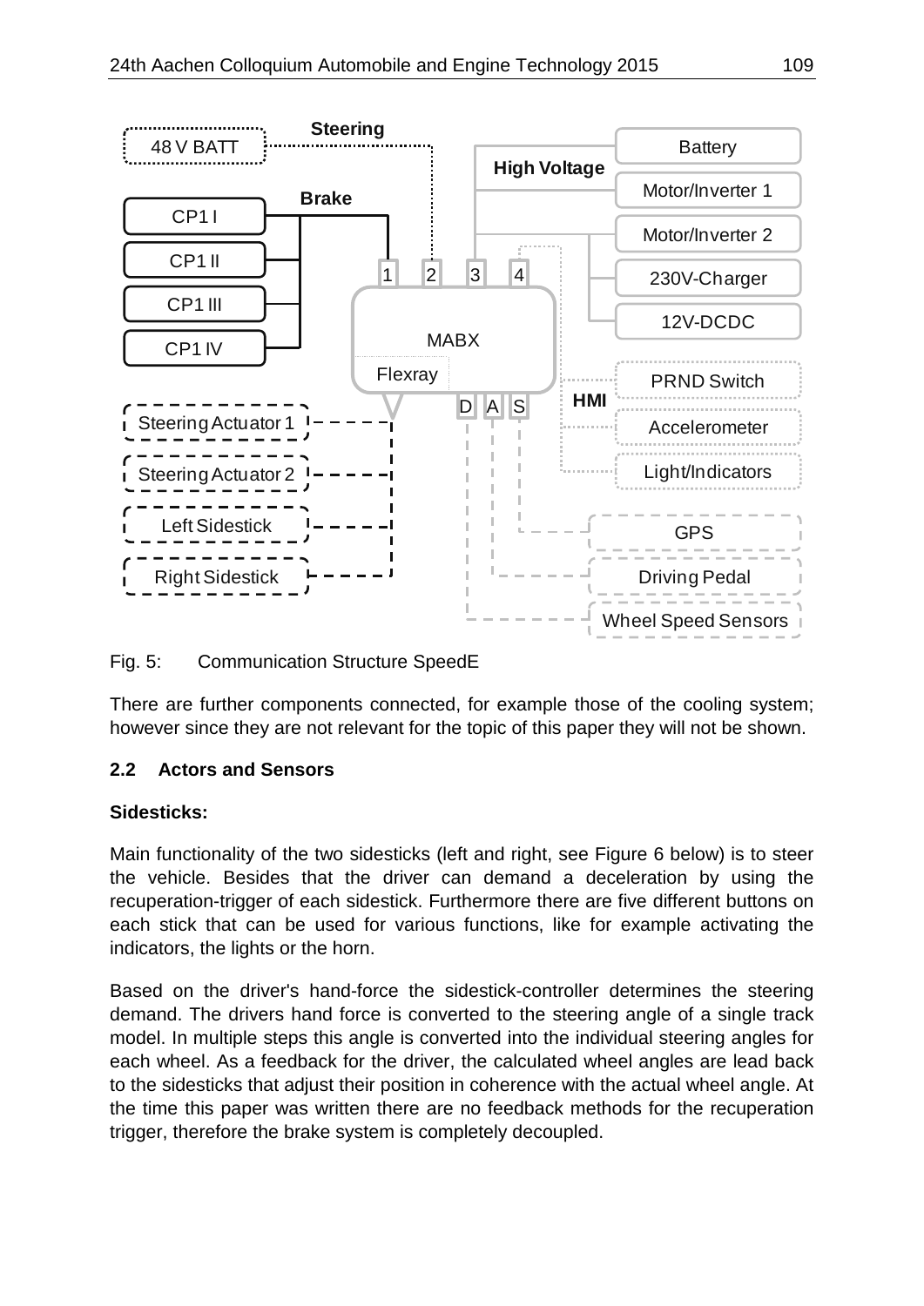Fig. 5: Communication Structure SpeedE

There are further components connected, for example those of the cooling system; however since they are not relevant for the topic of this paper they will not be shown.

### 2.2 Actors and Sensors

**Sidesticks:**

Main functionality of the two sidesticks (left and right, see Figure 6 below) is to steer the vehicle. Besides that the driver can demand a deceleration by using the recuperation-trigger of each sidestick. Furthermore there are five different buttons on each stick that can be used for various functions, like for example activating the indicators, the lights or the horn.

Based on the driver's hand-force the sidestick-controller determines the steering demand. The drivers hand force is converted to the steering angle of a single track model. In multiple steps this angle is converted into the individual steering angles for each wheel. As a feedback for the driver, the calculated wheel angles are lead back to the sidesticks that adjust their position in coherence with the actual wheel angle. At the time this paper was written there are no feedback methods for the recuperation trigger, therefore the brake system is completely decoupled.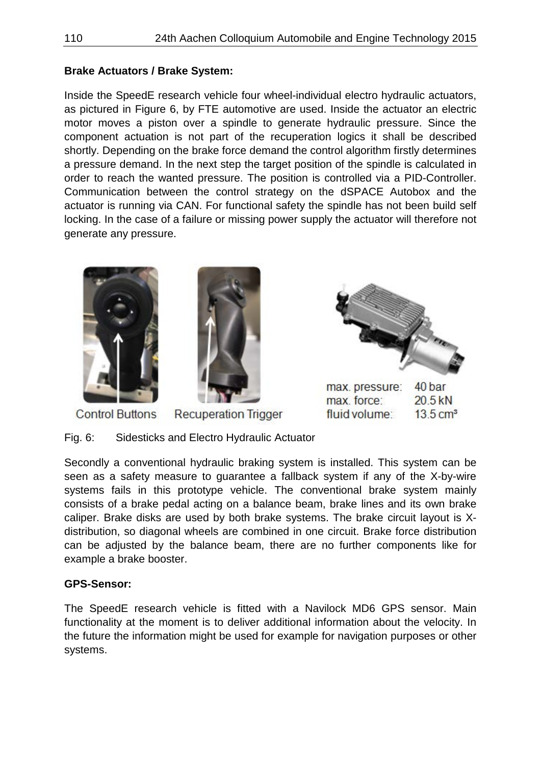**Brake Actuators / Brake System:**

Inside the SpeedE research vehicle four wheel-individual electro hydraulic actuators, as pictured in Figure 6, by FTE automotive are used. Inside the actuator an electric motor moves a piston over a spindle to generate hydraulic pressure. Since the component actuation is not part of the recuperation logics it shall be described shortly. Depending on the brake force demand the control algorithm firstly determines a pressure demand. In the next step the target position of the spindle is calculated in order to reach the wanted pressure. The position is controlled via a PID-Controller. Communication between the control strategy on the dSPACE Autobox and the actuator is running via CAN. For functional safety the spindle has not been build self locking. In the case of a failure or missing power supply the actuator will therefore not generate any pressure.

Control Buttons Recuperation Trigger

max. pressure: 40 bar
max. force: 20.5 kN
fluid volume: 13.5 cm³

Fig. 6: Sidesticks and Electro Hydraulic Actuator

Secondly a conventional hydraulic braking system is installed. This system can be seen as a safety measure to guarantee a fallback system if any of the X-by-wire systems fails in this prototype vehicle. The conventional brake system mainly consists of a brake pedal acting on a balance beam, brake lines and its own brake caliper. Brake disks are used by both brake systems. The brake circuit layout is X-distribution, so diagonal wheels are combined in one circuit. Brake force distribution can be adjusted by the balance beam, there are no further components like for example a brake booster.

**GPS-Sensor:**

The SpeedE research vehicle is fitted with a Navilock MD6 GPS sensor. Main functionality at the moment is to deliver additional information about the velocity. In the future the information might be used for example for navigation purposes or other systems.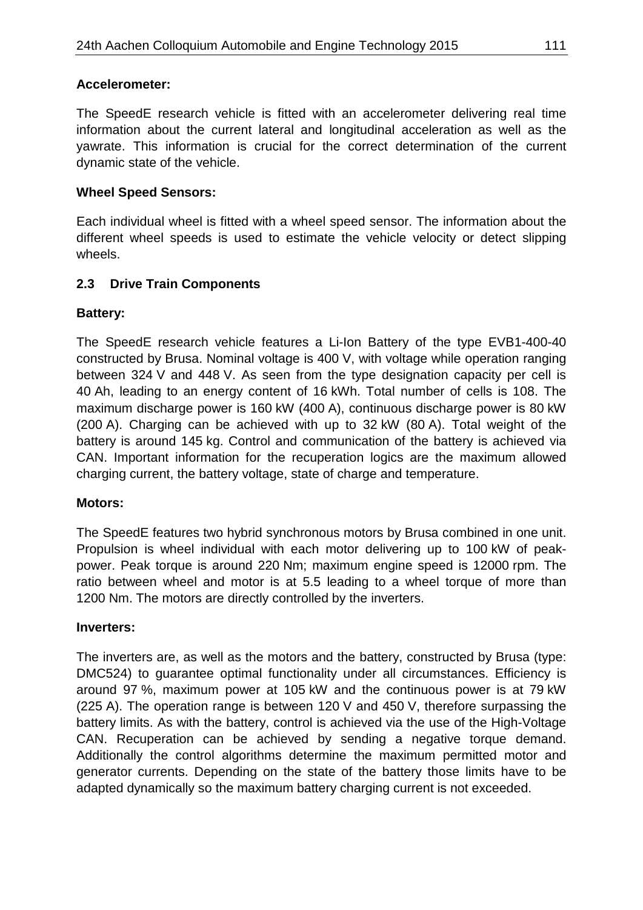**Accelerometer:**

The SpeedE research vehicle is fitted with an accelerometer delivering real time information about the current lateral and longitudinal acceleration as well as the yawrate. This information is crucial for the correct determination of the current dynamic state of the vehicle.

**Wheel Speed Sensors:**

Each individual wheel is fitted with a wheel speed sensor. The information about the different wheel speeds is used to estimate the vehicle velocity or detect slipping wheels.

## 2.3 Drive Train Components

**Battery:**

The SpeedE research vehicle features a Li-Ion Battery of the type EVB1-400-40 constructed by Brusa. Nominal voltage is 400 V, with voltage while operation ranging between 324 V and 448 V. As seen from the type designation capacity per cell is 40 Ah, leading to an energy content of 16 kWh. Total number of cells is 108. The maximum discharge power is 160 kW (400 A), continuous discharge power is 80 kW (200 A). Charging can be achieved with up to 32 kW (80 A). Total weight of the battery is around 145 kg. Control and communication of the battery is achieved via CAN. Important information for the recuperation logics are the maximum allowed charging current, the battery voltage, state of charge and temperature.

**Motors:**

The SpeedE features two hybrid synchronous motors by Brusa combined in one unit. Propulsion is wheel individual with each motor delivering up to 100 kW of peak-power. Peak torque is around 220 Nm; maximum engine speed is 12000 rpm. The ratio between wheel and motor is at 5.5 leading to a wheel torque of more than 1200 Nm. The motors are directly controlled by the inverters.

**Inverters:**

The inverters are, as well as the motors and the battery, constructed by Brusa (type: DMC524) to guarantee optimal functionality under all circumstances. Efficiency is around 97 %, maximum power at 105 kW and the continuous power is at 79 kW (225 A). The operation range is between 120 V and 450 V, therefore surpassing the battery limits. As with the battery, control is achieved via the use of the High-Voltage CAN. Recuperation can be achieved by sending a negative torque demand. Additionally the control algorithms determine the maximum permitted motor and generator currents. Depending on the state of the battery those limits have to be adapted dynamically so the maximum battery charging current is not exceeded.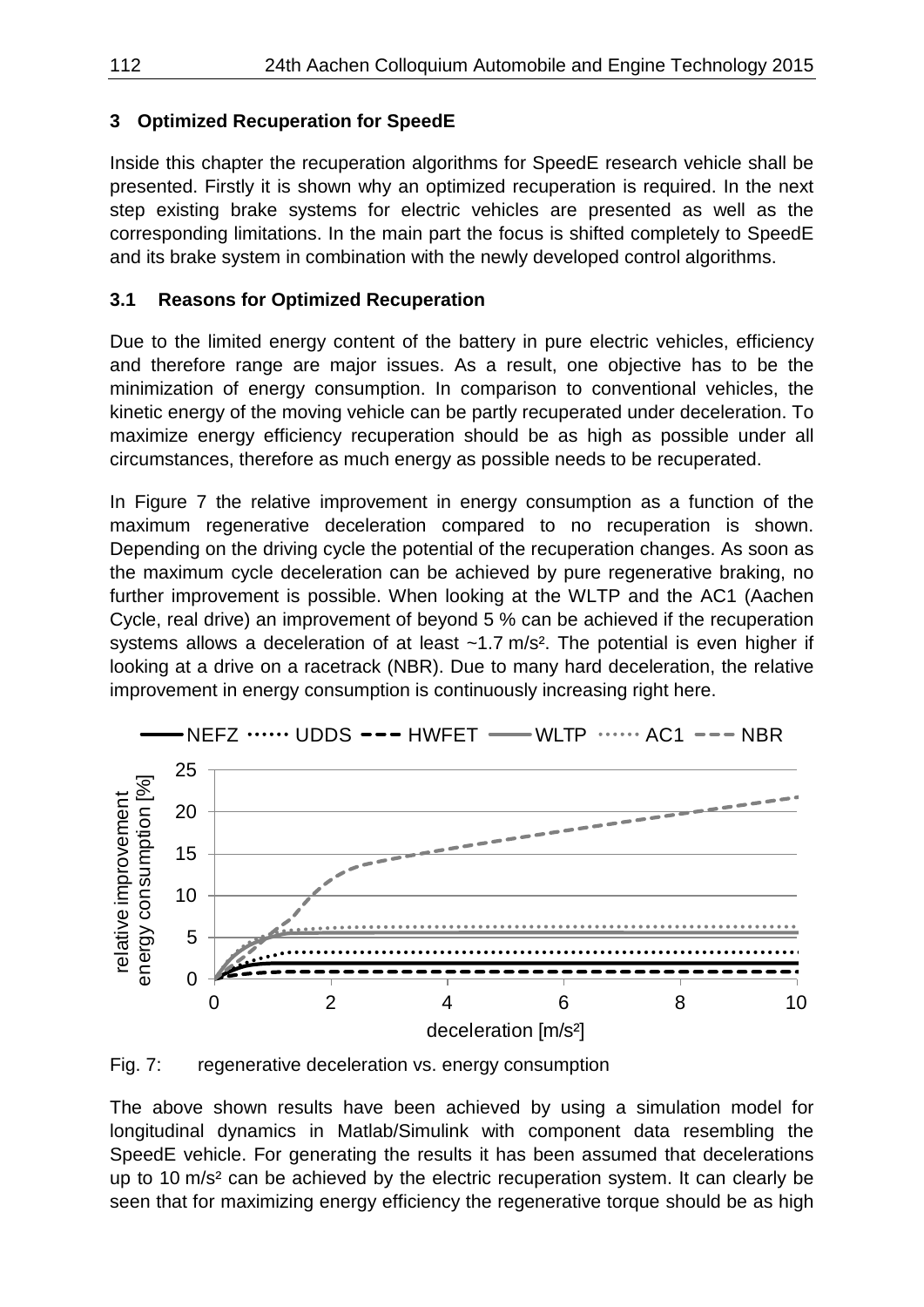## 3 Optimized Recuperation for SpeedE

Inside this chapter the recuperation algorithms for SpeedE research vehicle shall be presented. Firstly it is shown why an optimized recuperation is required. In the next step existing brake systems for electric vehicles are presented as well as the corresponding limitations. In the main part the focus is shifted completely to SpeedE and its brake system in combination with the newly developed control algorithms.

### 3.1 Reasons for Optimized Recuperation

Due to the limited energy content of the battery in pure electric vehicles, efficiency and therefore range are major issues. As a result, one objective has to be the minimization of energy consumption. In comparison to conventional vehicles, the kinetic energy of the moving vehicle can be partly recuperated under deceleration. To maximize energy efficiency recuperation should be as high as possible under all circumstances, therefore as much energy as possible needs to be recuperated.

In Figure 7 the relative improvement in energy consumption as a function of the maximum regenerative deceleration compared to no recuperation is shown. Depending on the driving cycle the potential of the recuperation changes. As soon as the maximum cycle deceleration can be achieved by pure regenerative braking, no further improvement is possible. When looking at the WLTP and the AC1 (Aachen Cycle, real drive) an improvement of beyond 5 % can be achieved if the recuperation systems allows a deceleration of at least ~1.7 m/s². The potential is even higher if looking at a drive on a racetrack (NBR). Due to many hard deceleration, the relative improvement in energy consumption is continuously increasing right here.

Fig. 7: regenerative deceleration vs. energy consumption

The above shown results have been achieved by using a simulation model for longitudinal dynamics in Matlab/Simulink with component data resembling the SpeedE vehicle. For generating the results it has been assumed that decelerations up to 10 m/s² can be achieved by the electric recuperation system. It can clearly be seen that for maximizing energy efficiency the regenerative torque should be as high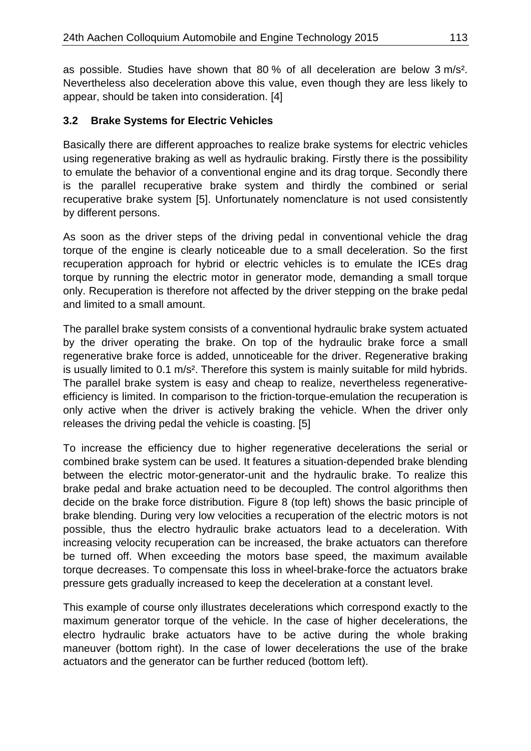as possible. Studies have shown that 80 % of all deceleration are below 3 m/s². Nevertheless also deceleration above this value, even though they are less likely to appear, should be taken into consideration. [4]

### 3.2 Brake Systems for Electric Vehicles

Basically there are different approaches to realize brake systems for electric vehicles using regenerative braking as well as hydraulic braking. Firstly there is the possibility to emulate the behavior of a conventional engine and its drag torque. Secondly there is the parallel recuperative brake system and thirdly the combined or serial recuperative brake system [5]. Unfortunately nomenclature is not used consistently by different persons.

As soon as the driver steps of the driving pedal in conventional vehicle the drag torque of the engine is clearly noticeable due to a small deceleration. So the first recuperation approach for hybrid or electric vehicles is to emulate the ICEs drag torque by running the electric motor in generator mode, demanding a small torque only. Recuperation is therefore not affected by the driver stepping on the brake pedal and limited to a small amount.

The parallel brake system consists of a conventional hydraulic brake system actuated by the driver operating the brake. On top of the hydraulic brake force a small regenerative brake force is added, unnoticeable for the driver. Regenerative braking is usually limited to 0.1 m/s². Therefore this system is mainly suitable for mild hybrids. The parallel brake system is easy and cheap to realize, nevertheless regenerative-efficiency is limited. In comparison to the friction-torque-emulation the recuperation is only active when the driver is actively braking the vehicle. When the driver only releases the driving pedal the vehicle is coasting. [5]

To increase the efficiency due to higher regenerative decelerations the serial or combined brake system can be used. It features a situation-depended brake blending between the electric motor-generator-unit and the hydraulic brake. To realize this brake pedal and brake actuation need to be decoupled. The control algorithms then decide on the brake force distribution. Figure 8 (top left) shows the basic principle of brake blending. During very low velocities a recuperation of the electric motors is not possible, thus the electro hydraulic brake actuators lead to a deceleration. With increasing velocity recuperation can be increased, the brake actuators can therefore be turned off. When exceeding the motors base speed, the maximum available torque decreases. To compensate this loss in wheel-brake-force the actuators brake pressure gets gradually increased to keep the deceleration at a constant level.

This example of course only illustrates decelerations which correspond exactly to the maximum generator torque of the vehicle. In the case of higher decelerations, the electro hydraulic brake actuators have to be active during the whole braking maneuver (bottom right). In the case of lower decelerations the use of the brake actuators and the generator can be further reduced (bottom left).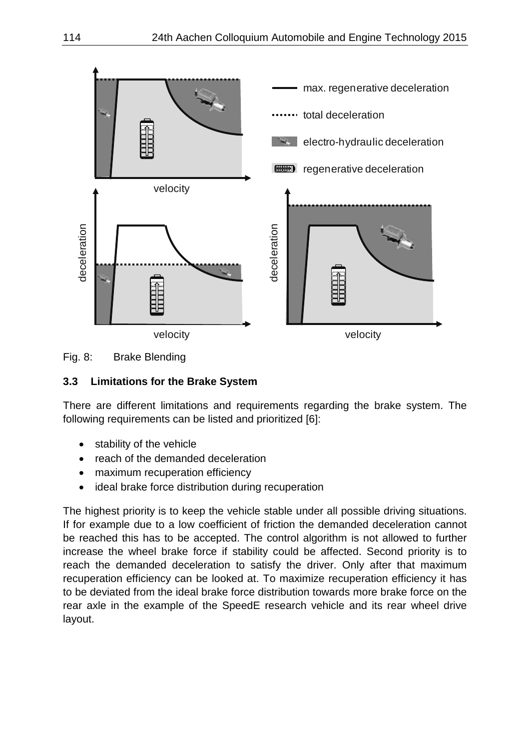Fig. 8: Brake Blending

### 3.3 Limitations for the Brake System

There are different limitations and requirements regarding the brake system. The following requirements can be listed and prioritized [6]:

- stability of the vehicle
- reach of the demanded deceleration
- maximum recuperation efficiency
- ideal brake force distribution during recuperation

The highest priority is to keep the vehicle stable under all possible driving situations. If for example due to a low coefficient of friction the demanded deceleration cannot be reached this has to be accepted. The control algorithm is not allowed to further increase the wheel brake force if stability could be affected. Second priority is to reach the demanded deceleration to satisfy the driver. Only after that maximum recuperation efficiency can be looked at. To maximize recuperation efficiency it has to be deviated from the ideal brake force distribution towards more brake force on the rear axle in the example of the SpeedE research vehicle and its rear wheel drive layout.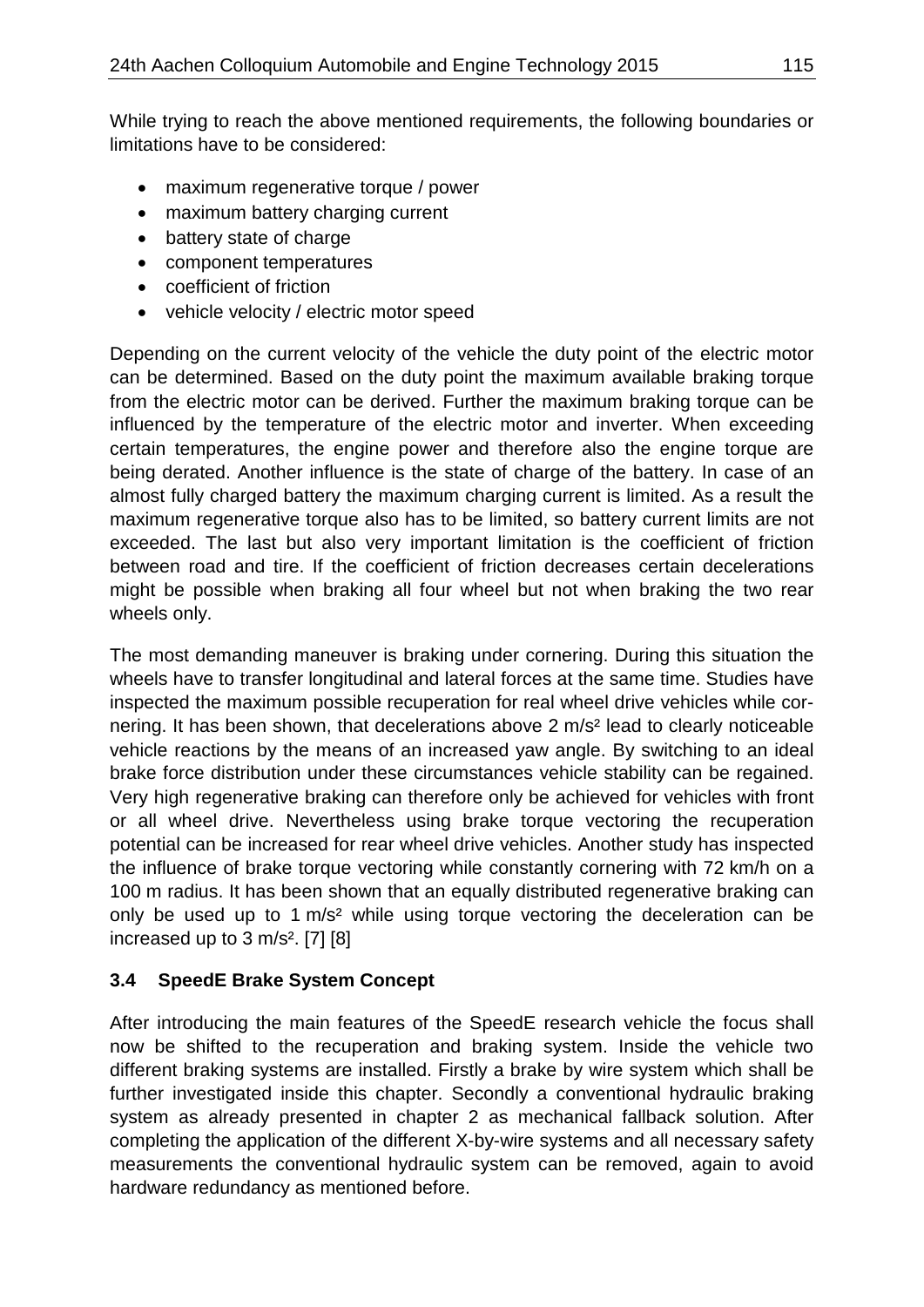While trying to reach the above mentioned requirements, the following boundaries or limitations have to be considered:

- maximum regenerative torque / power
- maximum battery charging current
- battery state of charge
- component temperatures
- coefficient of friction
- vehicle velocity / electric motor speed

Depending on the current velocity of the vehicle the duty point of the electric motor can be determined. Based on the duty point the maximum available braking torque from the electric motor can be derived. Further the maximum braking torque can be influenced by the temperature of the electric motor and inverter. When exceeding certain temperatures, the engine power and therefore also the engine torque are being derated. Another influence is the state of charge of the battery. In case of an almost fully charged battery the maximum charging current is limited. As a result the maximum regenerative torque also has to be limited, so battery current limits are not exceeded. The last but also very important limitation is the coefficient of friction between road and tire. If the coefficient of friction decreases certain decelerations might be possible when braking all four wheel but not when braking the two rear wheels only.

The most demanding maneuver is braking under cornering. During this situation the wheels have to transfer longitudinal and lateral forces at the same time. Studies have inspected the maximum possible recuperation for real wheel drive vehicles while cornering. It has been shown, that decelerations above 2 m/s² lead to clearly noticeable vehicle reactions by the means of an increased yaw angle. By switching to an ideal brake force distribution under these circumstances vehicle stability can be regained. Very high regenerative braking can therefore only be achieved for vehicles with front or all wheel drive. Nevertheless using brake torque vectoring the recuperation potential can be increased for rear wheel drive vehicles. Another study has inspected the influence of brake torque vectoring while constantly cornering with 72 km/h on a 100 m radius. It has been shown that an equally distributed regenerative braking can only be used up to 1 m/s² while using torque vectoring the deceleration can be increased up to 3 m/s². [7] [8]

### 3.4 SpeedE Brake System Concept

After introducing the main features of the SpeedE research vehicle the focus shall now be shifted to the recuperation and braking system. Inside the vehicle two different braking systems are installed. Firstly a brake by wire system which shall be further investigated inside this chapter. Secondly a conventional hydraulic braking system as already presented in chapter 2 as mechanical fallback solution. After completing the application of the different X-by-wire systems and all necessary safety measurements the conventional hydraulic system can be removed, again to avoid hardware redundancy as mentioned before.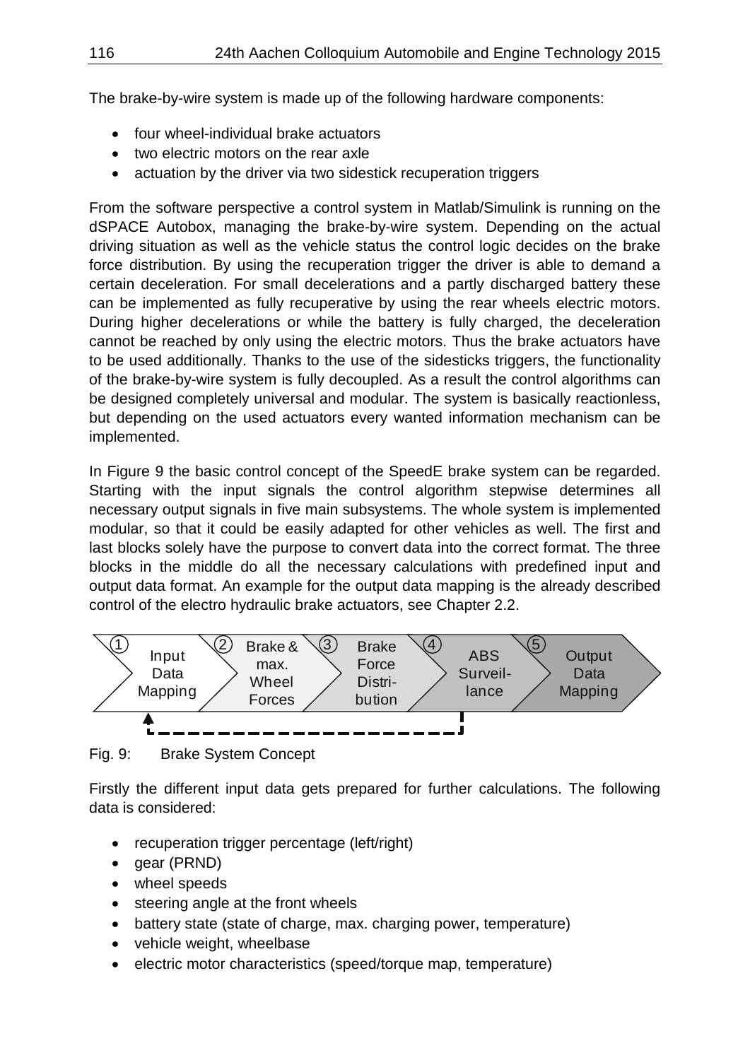The brake-by-wire system is made up of the following hardware components:

- four wheel-individual brake actuators
- two electric motors on the rear axle
- actuation by the driver via two sidestick recuperation triggers

From the software perspective a control system in Matlab/Simulink is running on the dSPACE Autobox, managing the brake-by-wire system. Depending on the actual driving situation as well as the vehicle status the control logic decides on the brake force distribution. By using the recuperation trigger the driver is able to demand a certain deceleration. For small decelerations and a partly discharged battery these can be implemented as fully recuperative by using the rear wheels electric motors. During higher decelerations or while the battery is fully charged, the deceleration cannot be reached by only using the electric motors. Thus the brake actuators have to be used additionally. Thanks to the use of the sidesticks triggers, the functionality of the brake-by-wire system is fully decoupled. As a result the control algorithms can be designed completely universal and modular. The system is basically reactionless, but depending on the used actuators every wanted information mechanism can be implemented.

In Figure 9 the basic control concept of the SpeedE brake system can be regarded. Starting with the input signals the control algorithm stepwise determines all necessary output signals in five main subsystems. The whole system is implemented modular, so that it could be easily adapted for other vehicles as well. The first and last blocks solely have the purpose to convert data into the correct format. The three blocks in the middle do all the necessary calculations with predefined input and output data format. An example for the output data mapping is the already described control of the electro hydraulic brake actuators, see Chapter 2.2.

① Input Data Mapping → ② Brake & max. Wheel Forces → ③ Brake Force Distribution → ④ ABS Surveillance → ⑤ Output Data Mapping

Fig. 9: Brake System Concept

Firstly the different input data gets prepared for further calculations. The following data is considered:

- recuperation trigger percentage (left/right)
- gear (PRND)
- wheel speeds
- steering angle at the front wheels
- battery state (state of charge, max. charging power, temperature)
- vehicle weight, wheelbase
- electric motor characteristics (speed/torque map, temperature)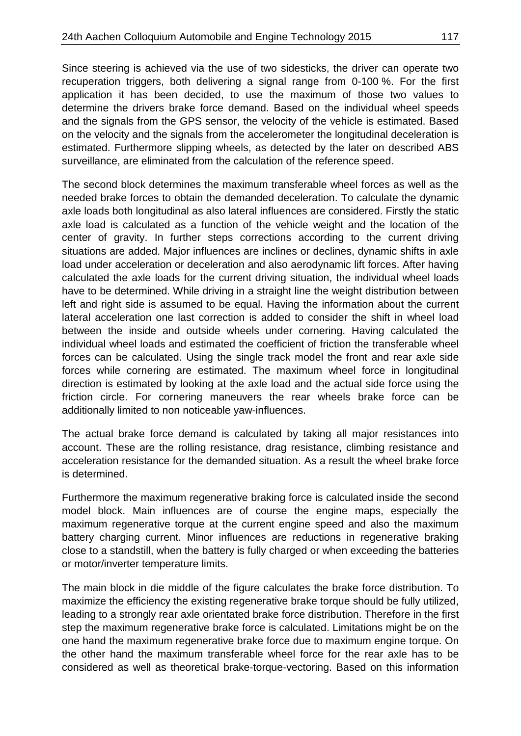Since steering is achieved via the use of two sidesticks, the driver can operate two recuperation triggers, both delivering a signal range from 0-100 %. For the first application it has been decided, to use the maximum of those two values to determine the drivers brake force demand. Based on the individual wheel speeds and the signals from the GPS sensor, the velocity of the vehicle is estimated. Based on the velocity and the signals from the accelerometer the longitudinal deceleration is estimated. Furthermore slipping wheels, as detected by the later on described ABS surveillance, are eliminated from the calculation of the reference speed.

The second block determines the maximum transferable wheel forces as well as the needed brake forces to obtain the demanded deceleration. To calculate the dynamic axle loads both longitudinal as also lateral influences are considered. Firstly the static axle load is calculated as a function of the vehicle weight and the location of the center of gravity. In further steps corrections according to the current driving situations are added. Major influences are inclines or declines, dynamic shifts in axle load under acceleration or deceleration and also aerodynamic lift forces. After having calculated the axle loads for the current driving situation, the individual wheel loads have to be determined. While driving in a straight line the weight distribution between left and right side is assumed to be equal. Having the information about the current lateral acceleration one last correction is added to consider the shift in wheel load between the inside and outside wheels under cornering. Having calculated the individual wheel loads and estimated the coefficient of friction the transferable wheel forces can be calculated. Using the single track model the front and rear axle side forces while cornering are estimated. The maximum wheel force in longitudinal direction is estimated by looking at the axle load and the actual side force using the friction circle. For cornering maneuvers the rear wheels brake force can be additionally limited to non noticeable yaw-influences.

The actual brake force demand is calculated by taking all major resistances into account. These are the rolling resistance, drag resistance, climbing resistance and acceleration resistance for the demanded situation. As a result the wheel brake force is determined.

Furthermore the maximum regenerative braking force is calculated inside the second model block. Main influences are of course the engine maps, especially the maximum regenerative torque at the current engine speed and also the maximum battery charging current. Minor influences are reductions in regenerative braking close to a standstill, when the battery is fully charged or when exceeding the batteries or motor/inverter temperature limits.

The main block in die middle of the figure calculates the brake force distribution. To maximize the efficiency the existing regenerative brake torque should be fully utilized, leading to a strongly rear axle orientated brake force distribution. Therefore in the first step the maximum regenerative brake force is calculated. Limitations might be on the one hand the maximum regenerative brake force due to maximum engine torque. On the other hand the maximum transferable wheel force for the rear axle has to be considered as well as theoretical brake-torque-vectoring. Based on this information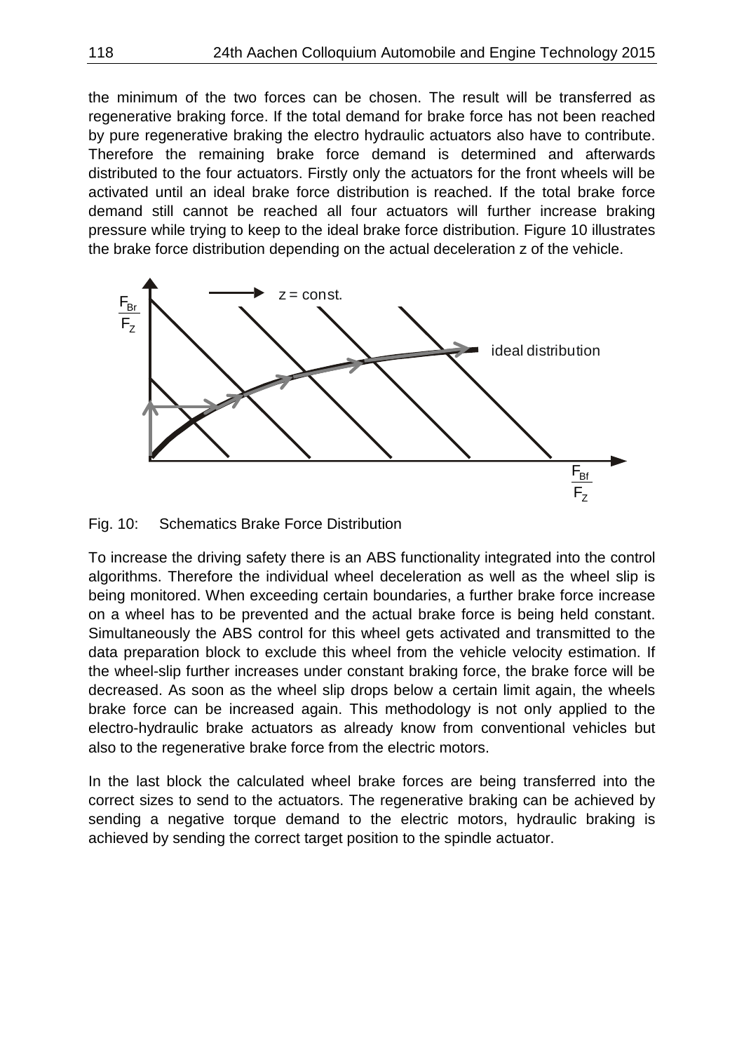the minimum of the two forces can be chosen. The result will be transferred as regenerative braking force. If the total demand for brake force has not been reached by pure regenerative braking the electro hydraulic actuators also have to contribute. Therefore the remaining brake force demand is determined and afterwards distributed to the four actuators. Firstly only the actuators for the front wheels will be activated until an ideal brake force distribution is reached. If the total brake force demand still cannot be reached all four actuators will further increase braking pressure while trying to keep to the ideal brake force distribution. Figure 10 illustrates the brake force distribution depending on the actual deceleration z of the vehicle.

Fig. 10: Schematics Brake Force Distribution

To increase the driving safety there is an ABS functionality integrated into the control algorithms. Therefore the individual wheel deceleration as well as the wheel slip is being monitored. When exceeding certain boundaries, a further brake force increase on a wheel has to be prevented and the actual brake force is being held constant. Simultaneously the ABS control for this wheel gets activated and transmitted to the data preparation block to exclude this wheel from the vehicle velocity estimation. If the wheel-slip further increases under constant braking force, the brake force will be decreased. As soon as the wheel slip drops below a certain limit again, the wheels brake force can be increased again. This methodology is not only applied to the electro-hydraulic brake actuators as already know from conventional vehicles but also to the regenerative brake force from the electric motors.

In the last block the calculated wheel brake forces are being transferred into the correct sizes to send to the actuators. The regenerative braking can be achieved by sending a negative torque demand to the electric motors, hydraulic braking is achieved by sending the correct target position to the spindle actuator.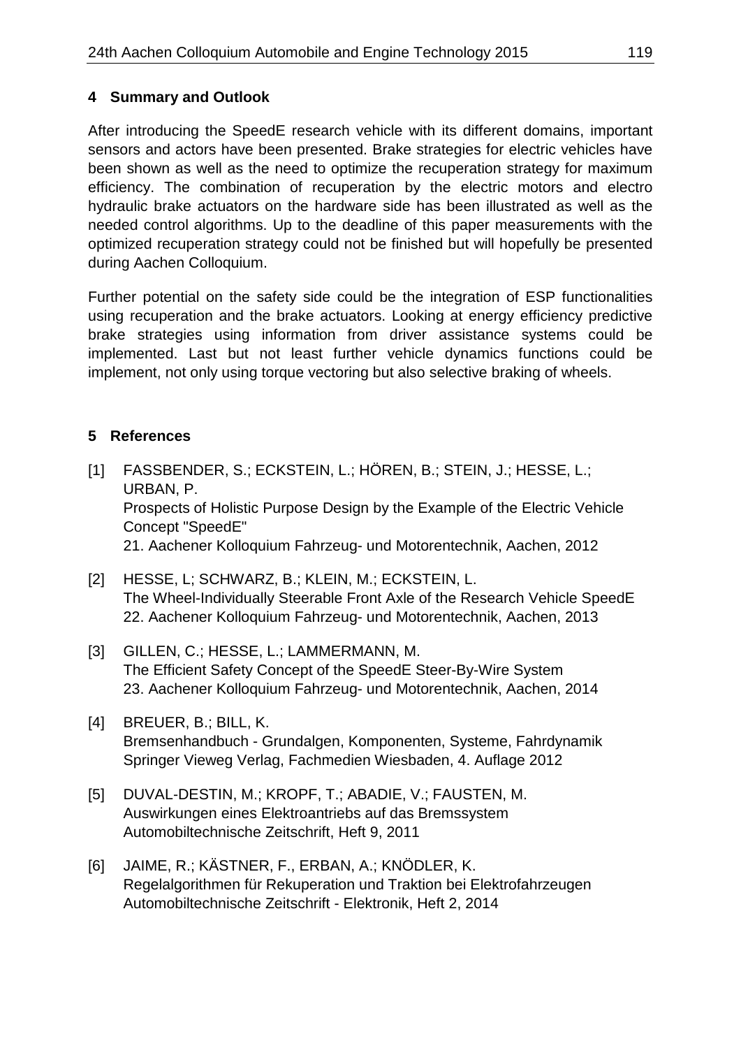## 4 Summary and Outlook

After introducing the SpeedE research vehicle with its different domains, important sensors and actors have been presented. Brake strategies for electric vehicles have been shown as well as the need to optimize the recuperation strategy for maximum efficiency. The combination of recuperation by the electric motors and electro hydraulic brake actuators on the hardware side has been illustrated as well as the needed control algorithms. Up to the deadline of this paper measurements with the optimized recuperation strategy could not be finished but will hopefully be presented during Aachen Colloquium.

Further potential on the safety side could be the integration of ESP functionalities using recuperation and the brake actuators. Looking at energy efficiency predictive brake strategies using information from driver assistance systems could be implemented. Last but not least further vehicle dynamics functions could be implement, not only using torque vectoring but also selective braking of wheels.

## 5 References

[1] FASSBENDER, S.; ECKSTEIN, L.; HÖREN, B.; STEIN, J.; HESSE, L.; URBAN, P.
Prospects of Holistic Purpose Design by the Example of the Electric Vehicle Concept "SpeedE"
21. Aachener Kolloquium Fahrzeug- und Motorentechnik, Aachen, 2012

[2] HESSE, L; SCHWARZ, B.; KLEIN, M.; ECKSTEIN, L.
The Wheel-Individually Steerable Front Axle of the Research Vehicle SpeedE
22. Aachener Kolloquium Fahrzeug- und Motorentechnik, Aachen, 2013

[3] GILLEN, C.; HESSE, L.; LAMMERMANN, M.
The Efficient Safety Concept of the SpeedE Steer-By-Wire System
23. Aachener Kolloquium Fahrzeug- und Motorentechnik, Aachen, 2014

[4] BREUER, B.; BILL, K.
Bremsenhandbuch - Grundalgen, Komponenten, Systeme, Fahrdynamik
Springer Vieweg Verlag, Fachmedien Wiesbaden, 4. Auflage 2012

[5] DUVAL-DESTIN, M.; KROPF, T.; ABADIE, V.; FAUSTEN, M.
Auswirkungen eines Elektroantriebs auf das Bremssystem
Automobiltechnische Zeitschrift, Heft 9, 2011

[6] JAIME, R.; KÄSTNER, F., ERBAN, A.; KNÖDLER, K.
Regelalgorithmen für Rekuperation und Traktion bei Elektrofahrzeugen
Automobiltechnische Zeitschrift - Elektronik, Heft 2, 2014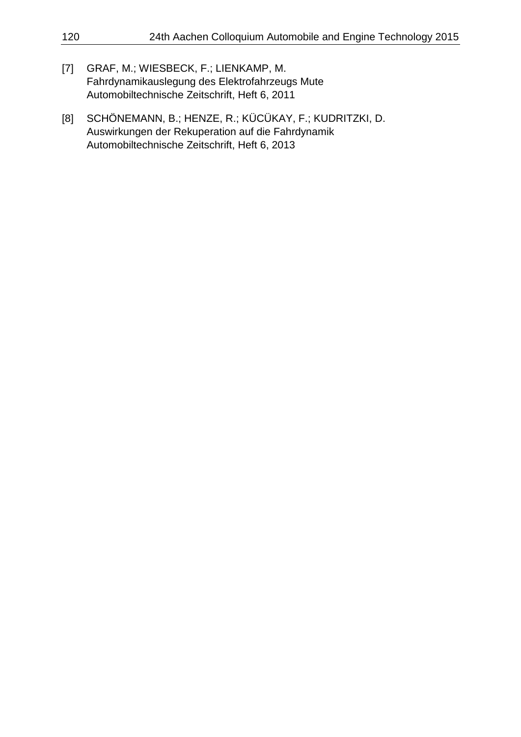[7] GRAF, M.; WIESBECK, F.; LIENKAMP, M.
Fahrdynamikauslegung des Elektrofahrzeugs Mute
Automobiltechnische Zeitschrift, Heft 6, 2011

[8] SCHÖNEMANN, B.; HENZE, R.; KÜCÜKAY, F.; KUDRITZKI, D.
Auswirkungen der Rekuperation auf die Fahrdynamik
Automobiltechnische Zeitschrift, Heft 6, 2013